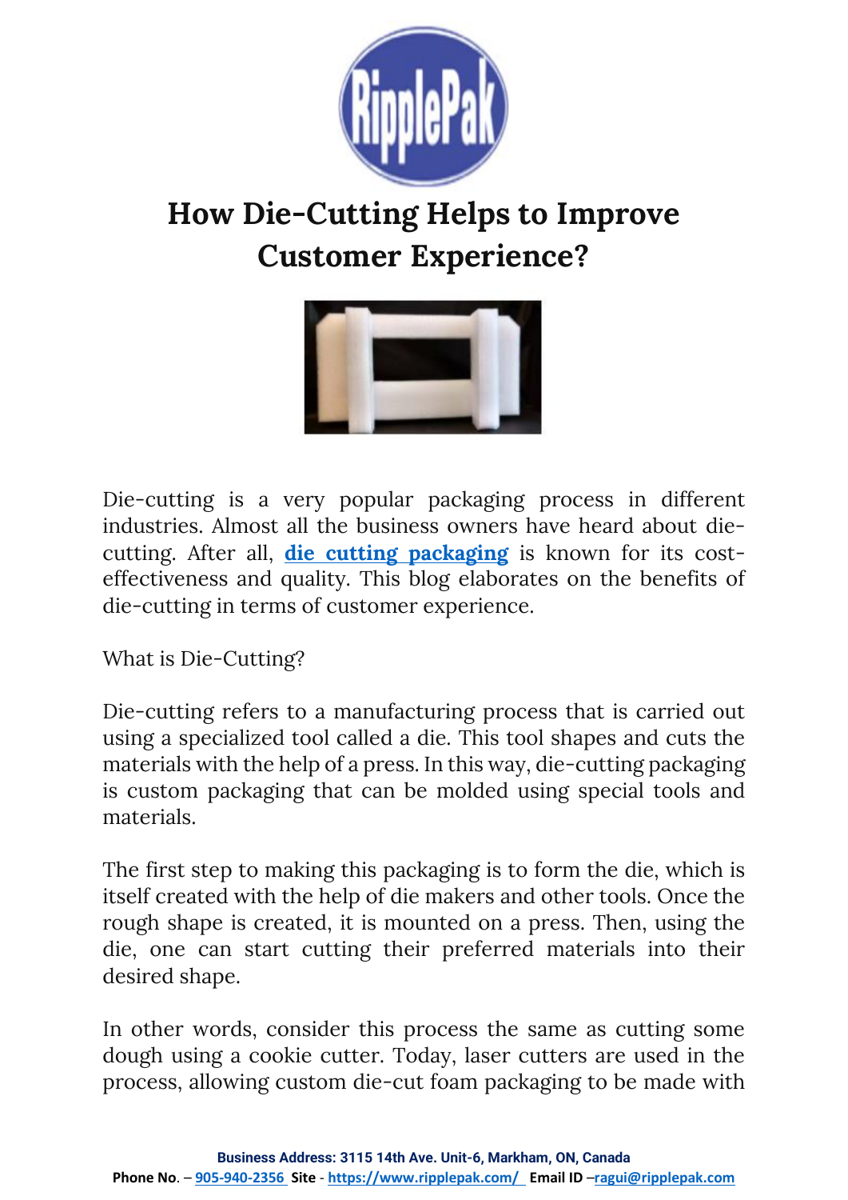# How Die-Cutting Helps to Improve Customer Experience?

Die-cutting is a very popular packaging process in different industries. Almost all the business owners have heard about die-cutting. After all, **die cutting packaging** is known for its cost-effectiveness and quality. This blog elaborates on the benefits of die-cutting in terms of customer experience.

What is Die-Cutting?

Die-cutting refers to a manufacturing process that is carried out using a specialized tool called a die. This tool shapes and cuts the materials with the help of a press. In this way, die-cutting packaging is custom packaging that can be molded using special tools and materials.

The first step to making this packaging is to form the die, which is itself created with the help of die makers and other tools. Once the rough shape is created, it is mounted on a press. Then, using the die, one can start cutting their preferred materials into their desired shape.

In other words, consider this process the same as cutting some dough using a cookie cutter. Today, laser cutters are used in the process, allowing custom die-cut foam packaging to be made with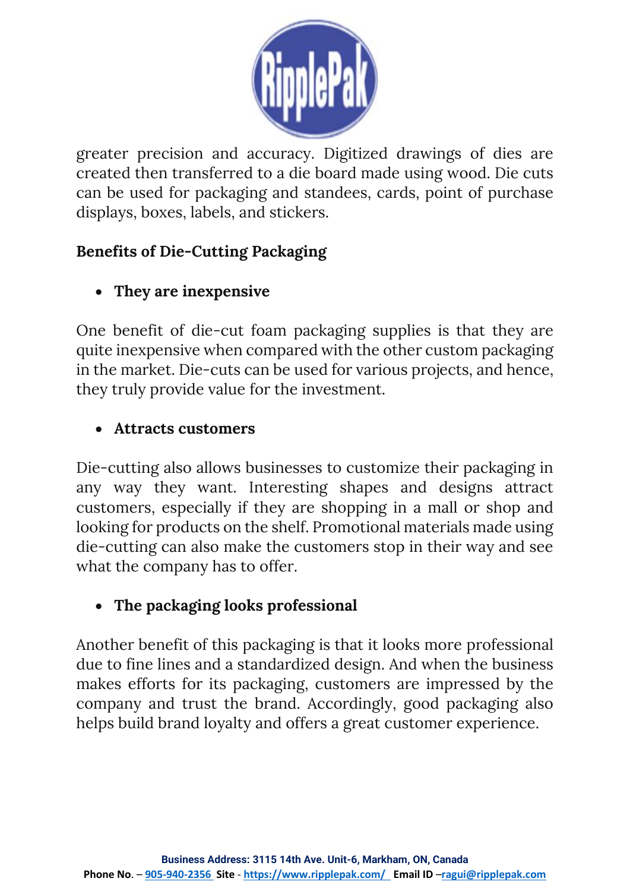greater precision and accuracy. Digitized drawings of dies are created then transferred to a die board made using wood. Die cuts can be used for packaging and standees, cards, point of purchase displays, boxes, labels, and stickers.

**Benefits of Die-Cutting Packaging**

- **They are inexpensive**

One benefit of die-cut foam packaging supplies is that they are quite inexpensive when compared with the other custom packaging in the market. Die-cuts can be used for various projects, and hence, they truly provide value for the investment.

- **Attracts customers**

Die-cutting also allows businesses to customize their packaging in any way they want. Interesting shapes and designs attract customers, especially if they are shopping in a mall or shop and looking for products on the shelf. Promotional materials made using die-cutting can also make the customers stop in their way and see what the company has to offer.

- **The packaging looks professional**

Another benefit of this packaging is that it looks more professional due to fine lines and a standardized design. And when the business makes efforts for its packaging, customers are impressed by the company and trust the brand. Accordingly, good packaging also helps build brand loyalty and offers a great customer experience.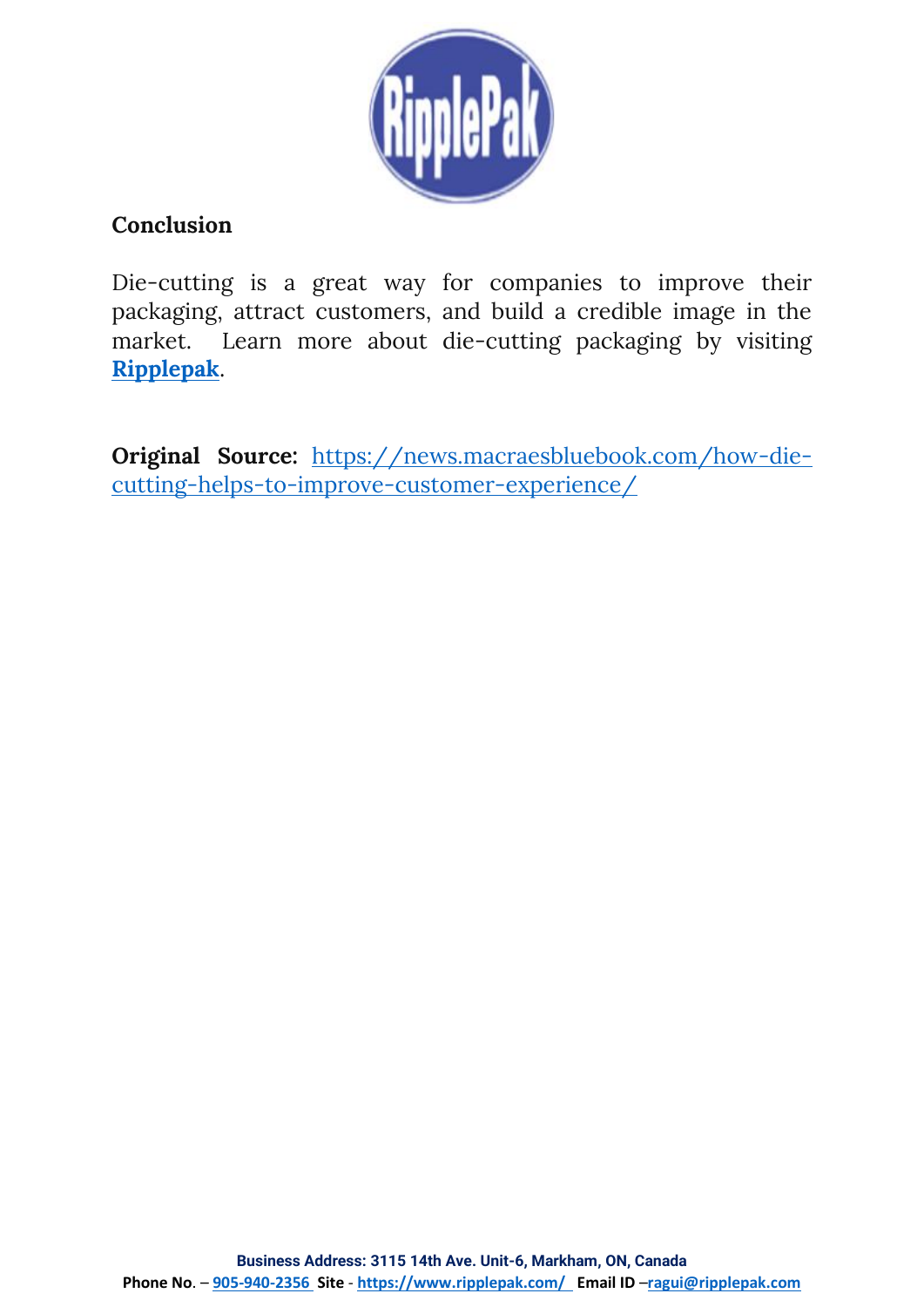**Conclusion**

Die-cutting is a great way for companies to improve their packaging, attract customers, and build a credible image in the market. Learn more about die-cutting packaging by visiting **Ripplepak**.

**Original Source**: https://news.macraesbluebook.com/how-die-cutting-helps-to-improve-customer-experience/